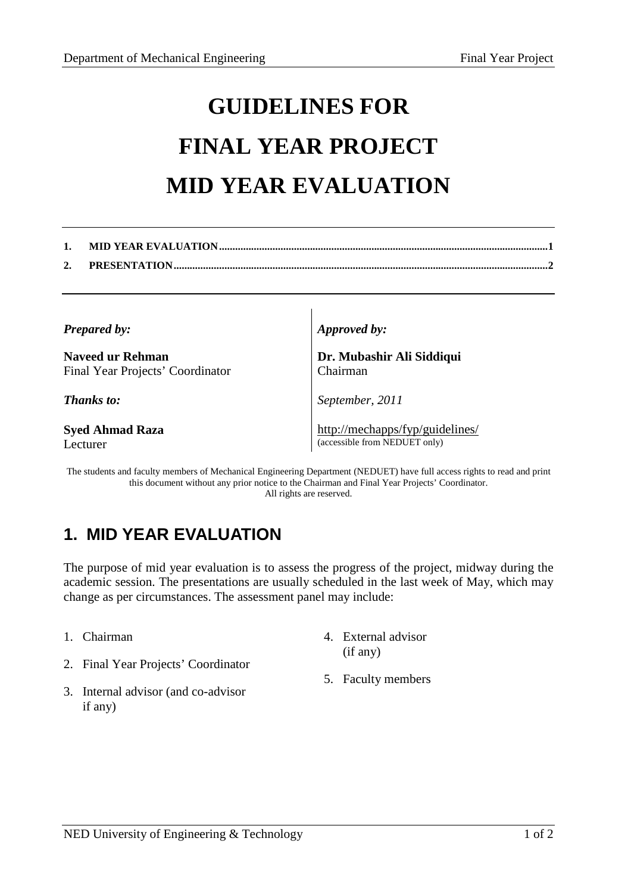# GUIDELINES FOR

# FINAL YEAR PROJECT

# MID YEAR EVALUATION

---

**1. MID YEAR EVALUATION.........................................................................................................................................1**

**2. PRESENTATION...........................................................................................................................................................2**

---

| | |
|---|---|
| ***Prepared by:*** | ***Approved by:*** |
| **Naveed ur Rehman**<br>Final Year Projects' Coordinator | **Dr. Mubashir Ali Siddiqui**<br>Chairman |
| ***Thanks to:*** | *September, 2011* |
| **Syed Ahmad Raza**<br>Lecturer | http://mechapps/fyp/guidelines/<br>(accessible from NEDUET only) |

The students and faculty members of Mechanical Engineering Department (NEDUET) have full access rights to read and print this document without any prior notice to the Chairman and Final Year Projects' Coordinator.
All rights are reserved.

## 1. MID YEAR EVALUATION

The purpose of mid year evaluation is to assess the progress of the project, midway during the academic session. The presentations are usually scheduled in the last week of May, which may change as per circumstances. The assessment panel may include:

1. Chairman
2. Final Year Projects' Coordinator
3. Internal advisor (and co-advisor if any)
4. External advisor (if any)
5. Faculty members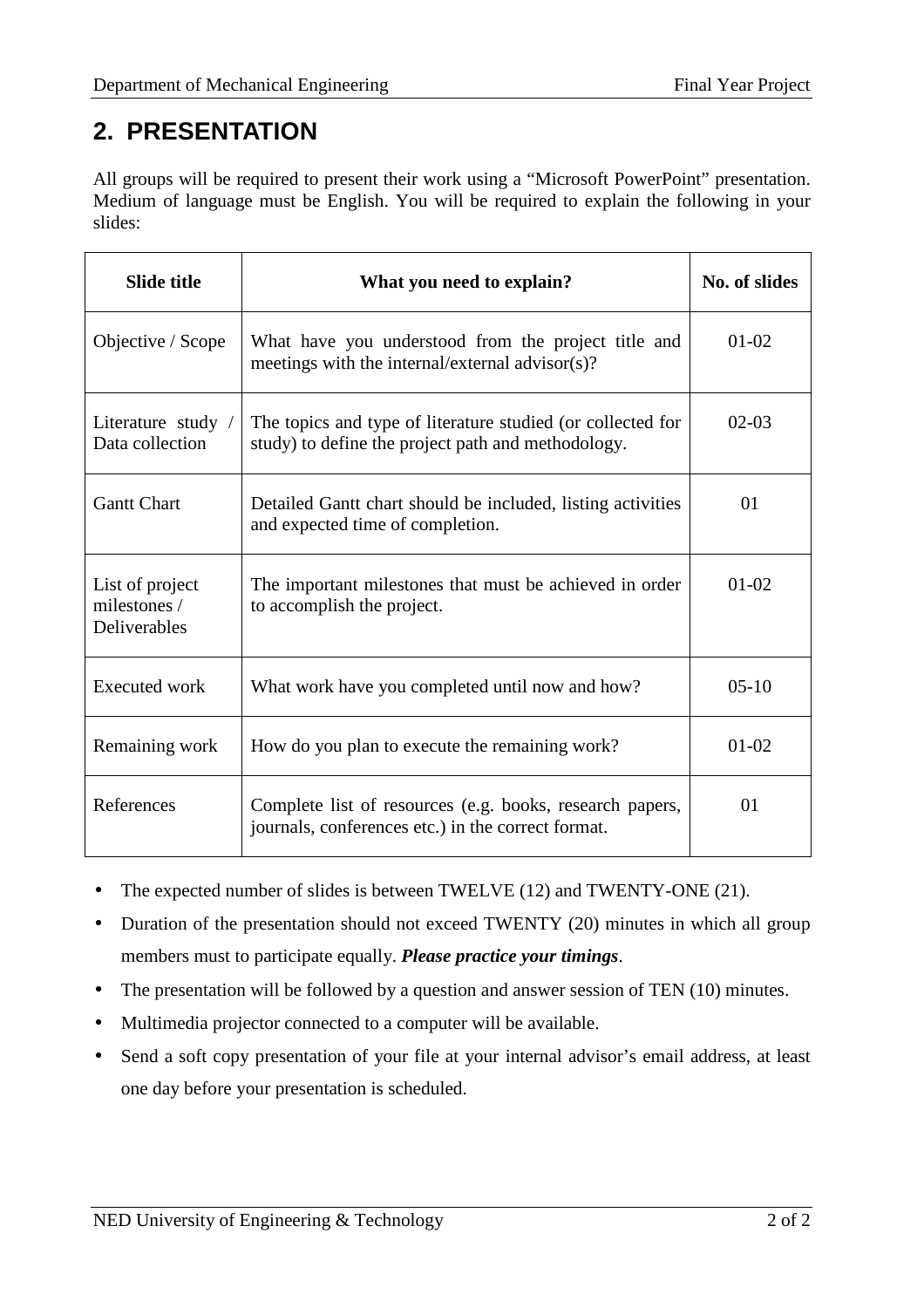## 2. PRESENTATION

All groups will be required to present their work using a "Microsoft PowerPoint" presentation. Medium of language must be English. You will be required to explain the following in your slides:

| Slide title | What you need to explain? | No. of slides |
|---|---|---|
| Objective / Scope | What have you understood from the project title and meetings with the internal/external advisor(s)? | 01-02 |
| Literature study / Data collection | The topics and type of literature studied (or collected for study) to define the project path and methodology. | 02-03 |
| Gantt Chart | Detailed Gantt chart should be included, listing activities and expected time of completion. | 01 |
| List of project milestones / Deliverables | The important milestones that must be achieved in order to accomplish the project. | 01-02 |
| Executed work | What work have you completed until now and how? | 05-10 |
| Remaining work | How do you plan to execute the remaining work? | 01-02 |
| References | Complete list of resources (e.g. books, research papers, journals, conferences etc.) in the correct format. | 01 |

- The expected number of slides is between TWELVE (12) and TWENTY-ONE (21).
- Duration of the presentation should not exceed TWENTY (20) minutes in which all group members must to participate equally. ***Please practice your timings***.
- The presentation will be followed by a question and answer session of TEN (10) minutes.
- Multimedia projector connected to a computer will be available.
- Send a soft copy presentation of your file at your internal advisor's email address, at least one day before your presentation is scheduled.